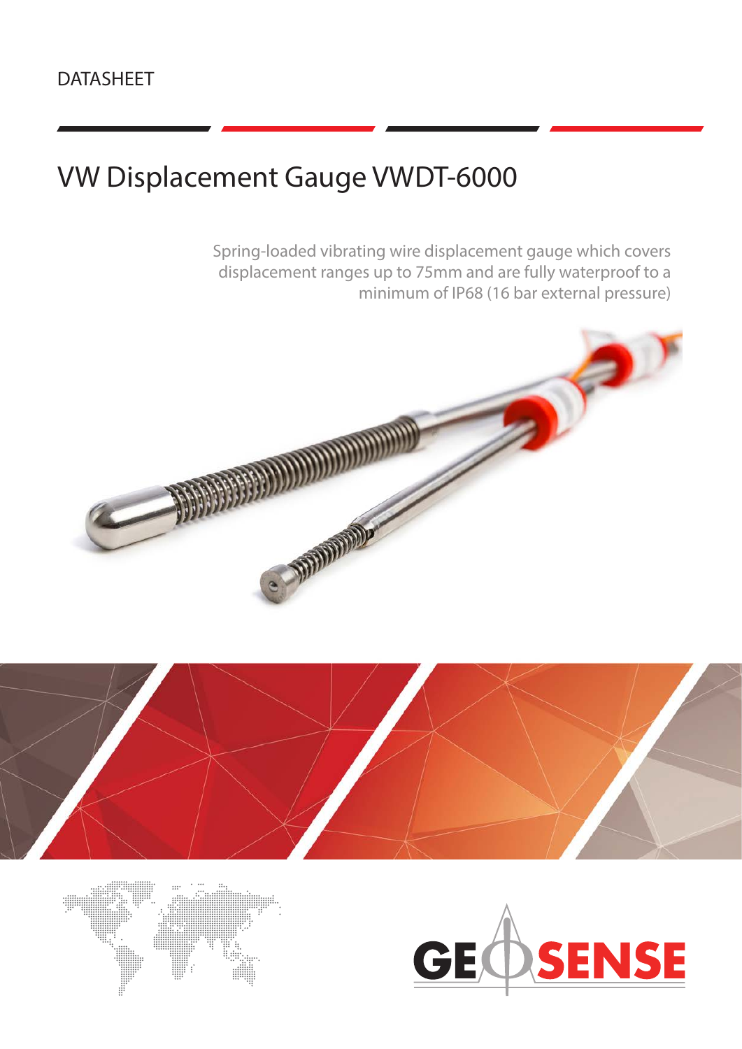DATASHEET

# VW Displacement Gauge VWDT-6000

Spring-loaded vibrating wire displacement gauge which covers displacement ranges up to 75mm and are fully waterproof to a minimum of IP68 (16 bar external pressure)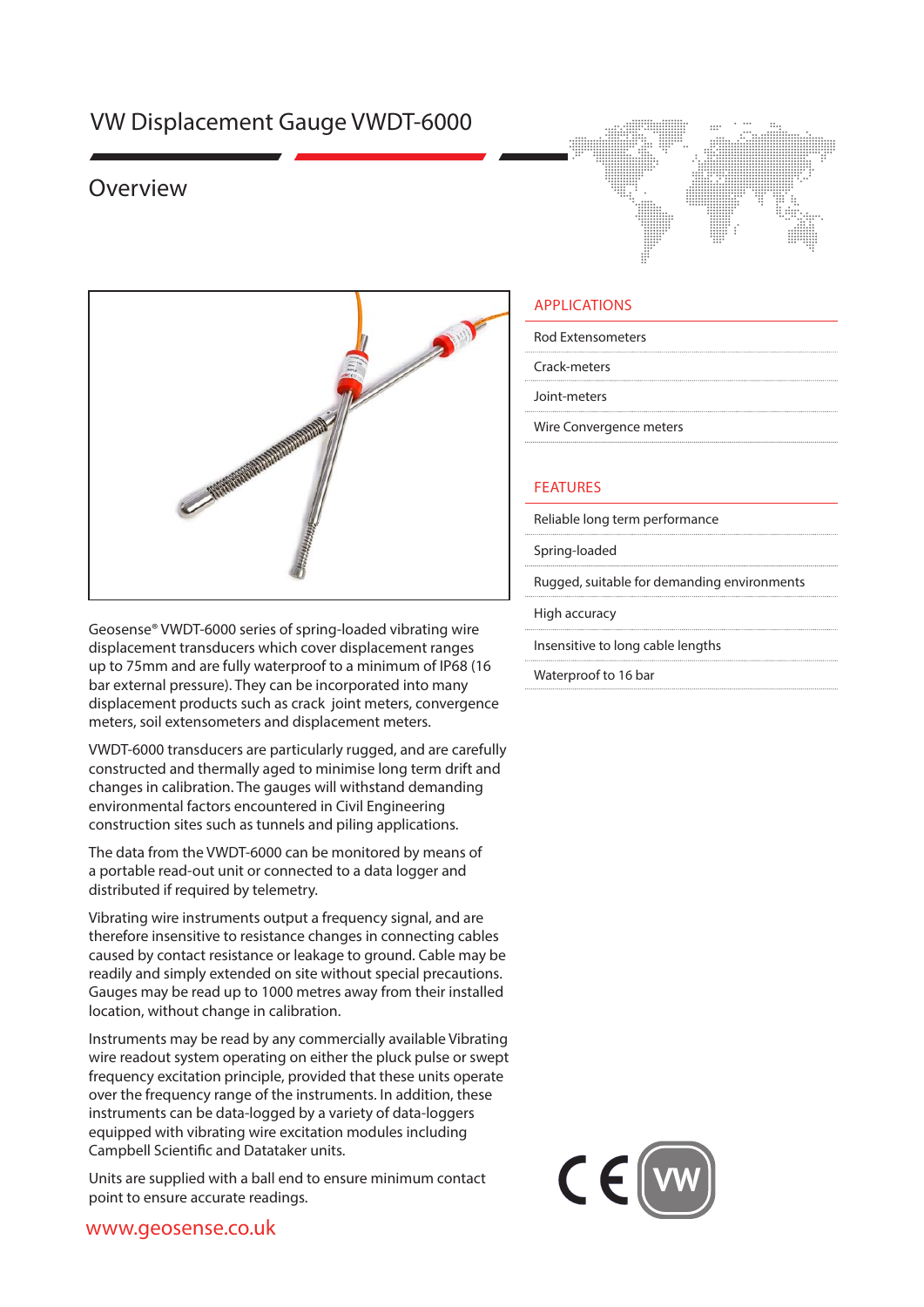# VW Displacement Gauge VWDT-6000

## Overview

Geosense® VWDT-6000 series of spring-loaded vibrating wire displacement transducers which cover displacement ranges up to 75mm and are fully waterproof to a minimum of IP68 (16 bar external pressure). They can be incorporated into many displacement products such as crack joint meters, convergence meters, soil extensometers and displacement meters.

VWDT-6000 transducers are particularly rugged, and are carefully constructed and thermally aged to minimise long term drift and changes in calibration. The gauges will withstand demanding environmental factors encountered in Civil Engineering construction sites such as tunnels and piling applications.

The data from the VWDT-6000 can be monitored by means of a portable read-out unit or connected to a data logger and distributed if required by telemetry.

Vibrating wire instruments output a frequency signal, and are therefore insensitive to resistance changes in connecting cables caused by contact resistance or leakage to ground. Cable may be readily and simply extended on site without special precautions. Gauges may be read up to 1000 metres away from their installed location, without change in calibration.

Instruments may be read by any commercially available Vibrating wire readout system operating on either the pluck pulse or swept frequency excitation principle, provided that these units operate over the frequency range of the instruments. In addition, these instruments can be data-logged by a variety of data-loggers equipped with vibrating wire excitation modules including Campbell Scientific and Datataker units.

Units are supplied with a ball end to ensure minimum contact point to ensure accurate readings.

### APPLICATIONS

- Rod Extensometers
- Crack-meters
- Joint-meters
- Wire Convergence meters

### FEATURES

- Reliable long term performance
- Spring-loaded
- Rugged, suitable for demanding environments
- High accuracy
- Insensitive to long cable lengths
- Waterproof to 16 bar

www.geosense.co.uk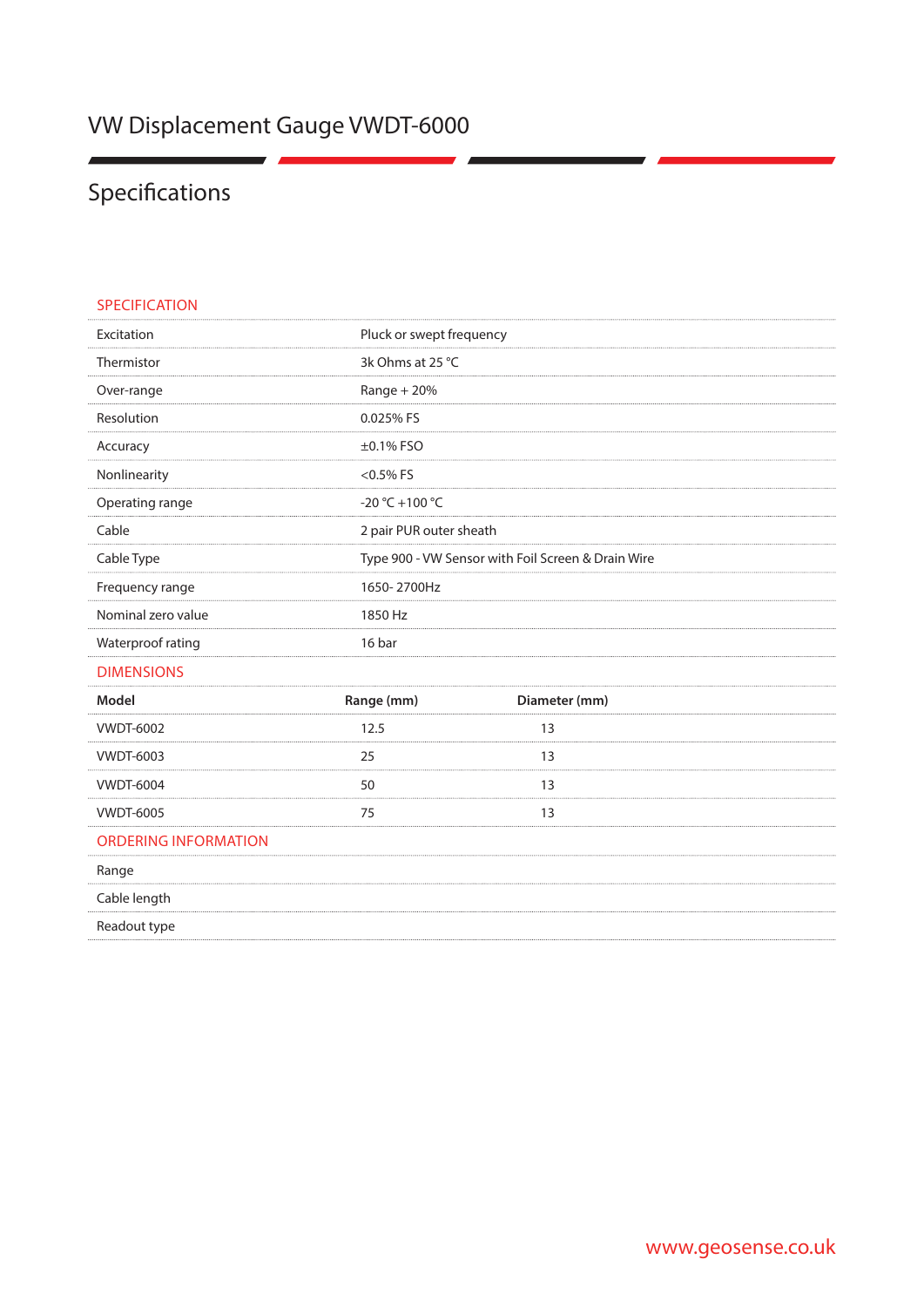# VW Displacement Gauge VWDT-6000

## Specifications

### SPECIFICATION

| | |
|---|---|
| Excitation | Pluck or swept frequency |
| Thermistor | 3k Ohms at 25 °C |
| Over-range | Range + 20% |
| Resolution | 0.025% FS |
| Accuracy | ±0.1% FSO |
| Nonlinearity | <0.5% FS |
| Operating range | -20 °C +100 °C |
| Cable | 2 pair PUR outer sheath |
| Cable Type | Type 900 - VW Sensor with Foil Screen & Drain Wire |
| Frequency range | 1650- 2700Hz |
| Nominal zero value | 1850 Hz |
| Waterproof rating | 16 bar |

### DIMENSIONS

| Model | Range (mm) | Diameter (mm) |
|---|---|---|
| VWDT-6002 | 12.5 | 13 |
| VWDT-6003 | 25 | 13 |
| VWDT-6004 | 50 | 13 |
| VWDT-6005 | 75 | 13 |

### ORDERING INFORMATION

- Range
- Cable length
- Readout type

www.geosense.co.uk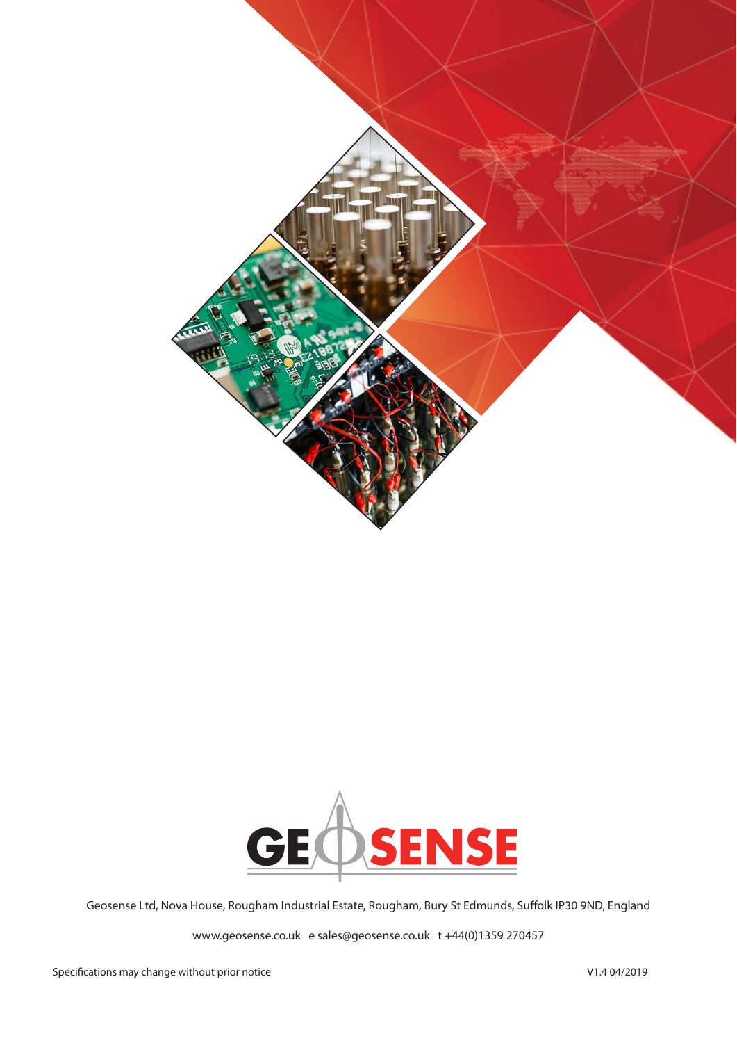GEOSENSE

Geosense Ltd, Nova House, Rougham Industrial Estate, Rougham, Bury St Edmunds, Suffolk IP30 9ND, England

www.geosense.co.uk e sales@geosense.co.uk t +44(0)1359 270457

Specifications may change without prior notice

V1.4 04/2019